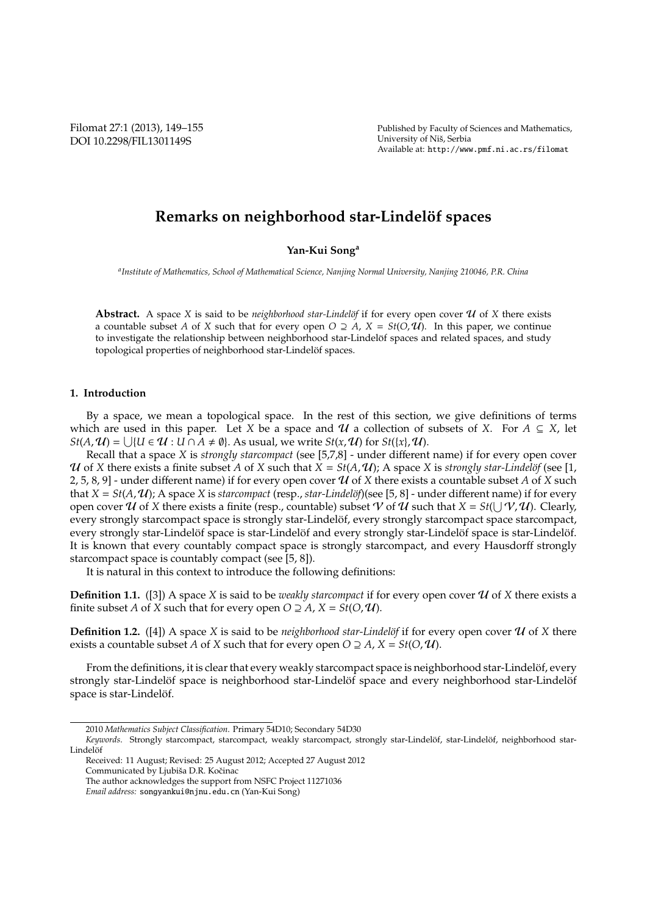# Remarks on neighborhood star-Lindelöf spaces

**Yan-Kui Song**[a]

[a] *Institute of Mathematics, School of Mathematical Science, Nanjing Normal University, Nanjing 210046, P.R. China*

**Abstract.** A space $X$ is said to be *neighborhood star-Lindelöf* if for every open cover $\mathcal{U}$ of $X$ there exists a countable subset $A$ of $X$ such that for every open $O \supseteq A$, $X = St(O, \mathcal{U})$. In this paper, we continue to investigate the relationship between neighborhood star-Lindelöf spaces and related spaces, and study topological properties of neighborhood star-Lindelöf spaces.

## 1. Introduction

By a space, we mean a topological space. In the rest of this section, we give definitions of terms which are used in this paper. Let $X$ be a space and $\mathcal{U}$ a collection of subsets of $X$. For $A \subseteq X$, let $St(A, \mathcal{U}) = \bigcup\{U \in \mathcal{U} : U \cap A \neq \emptyset\}$. As usual, we write $St(x, \mathcal{U})$ for $St(\{x\}, \mathcal{U})$.

Recall that a space $X$ is *strongly starcompact* (see [5,7,8] - under different name) if for every open cover $\mathcal{U}$ of $X$ there exists a finite subset $A$ of $X$ such that $X = St(A, \mathcal{U})$; A space $X$ is *strongly star-Lindelöf* (see [1, 2, 5, 8, 9] - under different name) if for every open cover $\mathcal{U}$ of $X$ there exists a countable subset $A$ of $X$ such that $X = St(A, \mathcal{U})$; A space $X$ is *starcompact* (resp., *star-Lindelöf*)(see [5, 8] - under different name) if for every open cover $\mathcal{U}$ of $X$ there exists a finite (resp., countable) subset $\mathcal{V}$ of $\mathcal{U}$ such that $X = St(\bigcup \mathcal{V}, \mathcal{U})$. Clearly, every strongly starcompact space is strongly star-Lindelöf, every strongly starcompact space starcompact, every strongly star-Lindelöf space is star-Lindelöf and every strongly star-Lindelöf space is star-Lindelöf. It is known that every countably compact space is strongly starcompact, and every Hausdorff strongly starcompact space is countably compact (see [5, 8]).

It is natural in this context to introduce the following definitions:

**Definition 1.1.** ([3]) A space $X$ is said to be *weakly starcompact* if for every open cover $\mathcal{U}$ of $X$ there exists a finite subset $A$ of $X$ such that for every open $O \supseteq A$, $X = St(O, \mathcal{U})$.

**Definition 1.2.** ([4]) A space $X$ is said to be *neighborhood star-Lindelöf* if for every open cover $\mathcal{U}$ of $X$ there exists a countable subset $A$ of $X$ such that for every open $O \supseteq A$, $X = St(O, \mathcal{U})$.

From the definitions, it is clear that every weakly starcompact space is neighborhood star-Lindelöf, every strongly star-Lindelöf space is neighborhood star-Lindelöf space and every neighborhood star-Lindelöf space is star-Lindelöf.

---

2010 *Mathematics Subject Classification*. Primary 54D10; Secondary 54D30

*Keywords*. Strongly starcompact, starcompact, weakly starcompact, strongly star-Lindelöf, star-Lindelöf, neighborhood star-Lindelöf

Received: 11 August; Revised: 25 August 2012; Accepted 27 August 2012

Communicated by Ljubiša D.R. Kočinac

The author acknowledges the support from NSFC Project 11271036

*Email address:* songyankui@njnu.edu.cn (Yan-Kui Song)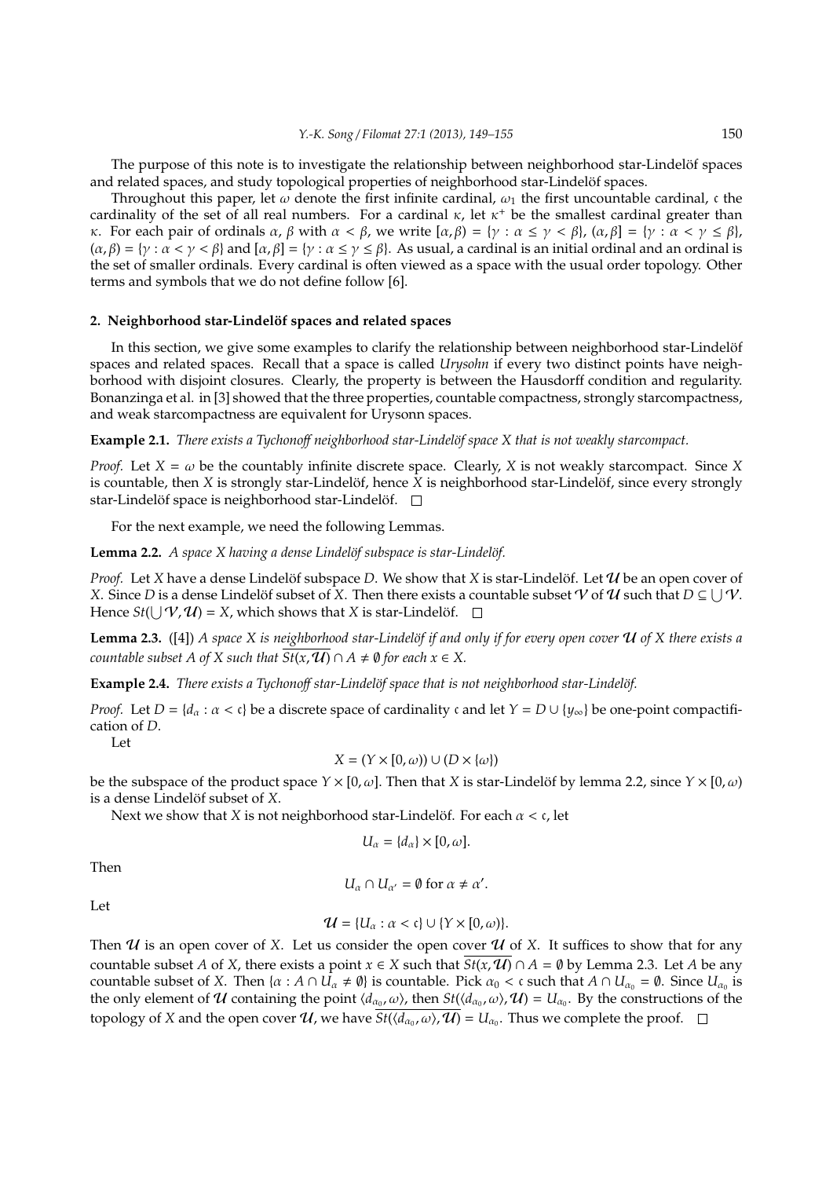The purpose of this note is to investigate the relationship between neighborhood star-Lindelöf spaces and related spaces, and study topological properties of neighborhood star-Lindelöf spaces.

Throughout this paper, let $\omega$ denote the first infinite cardinal, $\omega_1$ the first uncountable cardinal, $\mathfrak{c}$ the cardinality of the set of all real numbers. For a cardinal $\kappa$, let $\kappa^+$ be the smallest cardinal greater than $\kappa$. For each pair of ordinals $\alpha$, $\beta$ with $\alpha < \beta$, we write $[\alpha, \beta) = \{\gamma : \alpha \leq \gamma < \beta\}$, $(\alpha, \beta] = \{\gamma : \alpha < \gamma \leq \beta\}$, $(\alpha, \beta) = \{\gamma : \alpha < \gamma < \beta\}$ and $[\alpha, \beta] = \{\gamma : \alpha \leq \gamma \leq \beta\}$. As usual, a cardinal is an initial ordinal and an ordinal is the set of smaller ordinals. Every cardinal is often viewed as a space with the usual order topology. Other terms and symbols that we do not define follow [6].

## 2. Neighborhood star-Lindelöf spaces and related spaces

In this section, we give some examples to clarify the relationship between neighborhood star-Lindelöf spaces and related spaces. Recall that a space is called *Urysohn* if every two distinct points have neighborhood with disjoint closures. Clearly, the property is between the Hausdorff condition and regularity. Bonanzinga et al. in [3] showed that the three properties, countable compactness, strongly starcompactness, and weak starcompactness are equivalent for Urysonn spaces.

**Example 2.1.** *There exists a Tychonoff neighborhood star-Lindelöf space $X$ that is not weakly starcompact.*

*Proof.* Let $X = \omega$ be the countably infinite discrete space. Clearly, $X$ is not weakly starcompact. Since $X$ is countable, then $X$ is strongly star-Lindelöf, hence $X$ is neighborhood star-Lindelöf, since every strongly star-Lindelöf space is neighborhood star-Lindelöf. $\square$

For the next example, we need the following Lemmas.

**Lemma 2.2.** *A space $X$ having a dense Lindelöf subspace is star-Lindelöf.*

*Proof.* Let $X$ have a dense Lindelöf subspace $D$. We show that $X$ is star-Lindelöf. Let $\mathcal{U}$ be an open cover of $X$. Since $D$ is a dense Lindelöf subset of $X$. Then there exists a countable subset $\mathcal{V}$ of $\mathcal{U}$ such that $D \subseteq \bigcup \mathcal{V}$. Hence $St(\bigcup \mathcal{V}, \mathcal{U}) = X$, which shows that $X$ is star-Lindelöf. $\square$

**Lemma 2.3.** ([4]) *A space $X$ is neighborhood star-Lindelöf if and only if for every open cover $\mathcal{U}$ of $X$ there exists a countable subset $A$ of $X$ such that $\overline{St(x, \mathcal{U})} \cap A \neq \emptyset$ for each $x \in X$.*

**Example 2.4.** *There exists a Tychonoff star-Lindelöf space that is not neighborhood star-Lindelöf.*

*Proof.* Let $D = \{d_\alpha : \alpha < \mathfrak{c}\}$ be a discrete space of cardinality $\mathfrak{c}$ and let $Y = D \cup \{y_\infty\}$ be one-point compactification of $D$.

Let

$$X = (Y \times [0, \omega)) \cup (D \times \{\omega\})$$

be the subspace of the product space $Y \times [0, \omega]$. Then that $X$ is star-Lindelöf by lemma 2.2, since $Y \times [0, \omega)$ is a dense Lindelöf subset of $X$.

Next we show that $X$ is not neighborhood star-Lindelöf. For each $\alpha < \mathfrak{c}$, let

$$U_\alpha = \{d_\alpha\} \times [0, \omega].$$

Then

$$U_\alpha \cap U_{\alpha'} = \emptyset \text{ for } \alpha \neq \alpha'.$$

Let

$$\mathcal{U} = \{U_\alpha : \alpha < \mathfrak{c}\} \cup \{Y \times [0, \omega)\}.$$

Then $\mathcal{U}$ is an open cover of $X$. Let us consider the open cover $\mathcal{U}$ of $X$. It suffices to show that for any countable subset $A$ of $X$, there exists a point $x \in X$ such that $\overline{St(x, \mathcal{U})} \cap A = \emptyset$ by Lemma 2.3. Let $A$ be any countable subset of $X$. Then $\{\alpha : A \cap U_\alpha \neq \emptyset\}$ is countable. Pick $\alpha_0 < \mathfrak{c}$ such that $A \cap U_{\alpha_0} = \emptyset$. Since $U_{\alpha_0}$ is the only element of $\mathcal{U}$ containing the point $\langle d_{\alpha_0}, \omega\rangle$, then $St(\langle d_{\alpha_0}, \omega\rangle, \mathcal{U}) = U_{\alpha_0}$. By the constructions of the topology of $X$ and the open cover $\mathcal{U}$, we have $\overline{St(\langle d_{\alpha_0}, \omega\rangle, \mathcal{U})} = U_{\alpha_0}$. Thus we complete the proof. $\square$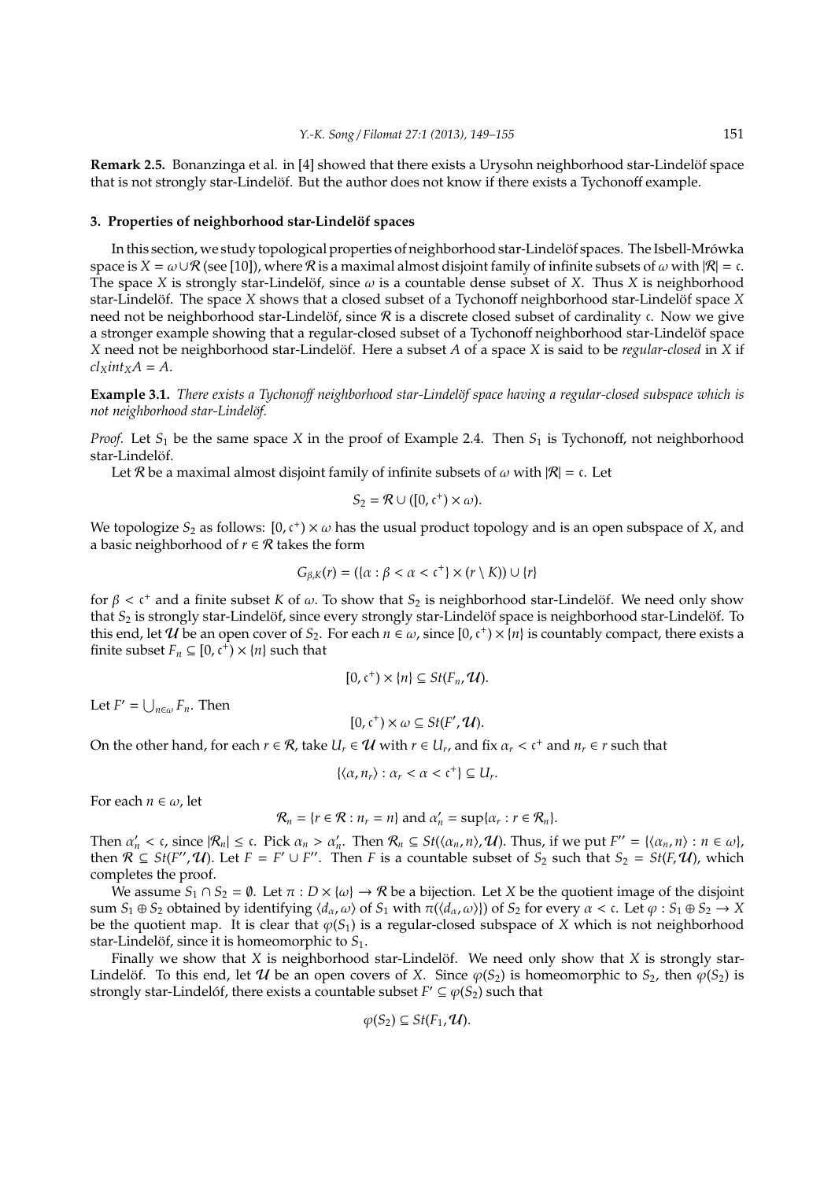**Remark 2.5.** Bonanzinga et al. in [4] showed that there exists a Urysohn neighborhood star-Lindelöf space that is not strongly star-Lindelöf. But the author does not know if there exists a Tychonoff example.

## 3. Properties of neighborhood star-Lindelöf spaces

In this section, we study topological properties of neighborhood star-Lindelöf spaces. The Isbell-Mrówka space is $X = \omega \cup \mathcal{R}$ (see [10]), where $\mathcal{R}$ is a maximal almost disjoint family of infinite subsets of $\omega$ with $|\mathcal{R}| = \mathfrak{c}$. The space $X$ is strongly star-Lindelöf, since $\omega$ is a countable dense subset of $X$. Thus $X$ is neighborhood star-Lindelöf. The space $X$ shows that a closed subset of a Tychonoff neighborhood star-Lindelöf space $X$ need not be neighborhood star-Lindelöf, since $\mathcal{R}$ is a discrete closed subset of cardinality $\mathfrak{c}$. Now we give a stronger example showing that a regular-closed subset of a Tychonoff neighborhood star-Lindelöf space $X$ need not be neighborhood star-Lindelöf. Here a subset $A$ of a space $X$ is said to be *regular-closed* in $X$ if $cl_X int_X A = A$.

**Example 3.1.** *There exists a Tychonoff neighborhood star-Lindelöf space having a regular-closed subspace which is not neighborhood star-Lindelöf.*

*Proof.* Let $S_1$ be the same space $X$ in the proof of Example 2.4. Then $S_1$ is Tychonoff, not neighborhood star-Lindelöf.

Let $\mathcal{R}$ be a maximal almost disjoint family of infinite subsets of $\omega$ with $|\mathcal{R}| = \mathfrak{c}$. Let

$$S_2 = \mathcal{R} \cup ([0, \mathfrak{c}^+) \times \omega).$$

We topologize $S_2$ as follows: $[0, \mathfrak{c}^+) \times \omega$ has the usual product topology and is an open subspace of $X$, and a basic neighborhood of $r \in \mathcal{R}$ takes the form

$$G_{\beta,K}(r) = (\{\alpha : \beta < \alpha < \mathfrak{c}^+\} \times (r \setminus K)) \cup \{r\}$$

for $\beta < \mathfrak{c}^+$ and a finite subset $K$ of $\omega$. To show that $S_2$ is neighborhood star-Lindelöf. We need only show that $S_2$ is strongly star-Lindelöf, since every strongly star-Lindelöf space is neighborhood star-Lindelöf. To this end, let $\mathcal{U}$ be an open cover of $S_2$. For each $n \in \omega$, since $[0, \mathfrak{c}^+) \times \{n\}$ is countably compact, there exists a finite subset $F_n \subseteq [0, \mathfrak{c}^+) \times \{n\}$ such that

$$[0, \mathfrak{c}^+) \times \{n\} \subseteq St(F_n, \mathcal{U}).$$

Let $F' = \bigcup_{n \in \omega} F_n$. Then

$$[0, \mathfrak{c}^+) \times \omega \subseteq St(F', \mathcal{U}).$$

On the other hand, for each $r \in \mathcal{R}$, take $U_r \in \mathcal{U}$ with $r \in U_r$, and fix $\alpha_r < \mathfrak{c}^+$ and $n_r \in r$ such that

$$\{\langle \alpha, n_r \rangle : \alpha_r < \alpha < \mathfrak{c}^+\} \subseteq U_r.$$

For each $n \in \omega$, let

$$\mathcal{R}_n = \{r \in \mathcal{R} : n_r = n\} \text{ and } \alpha'_n = \sup\{\alpha_r : r \in \mathcal{R}_n\}.$$

Then $\alpha'_n < \mathfrak{c}$, since $|\mathcal{R}_n| \leq \mathfrak{c}$. Pick $\alpha_n > \alpha'_n$. Then $\mathcal{R}_n \subseteq St(\langle \alpha_n, n \rangle, \mathcal{U})$. Thus, if we put $F'' = \{\langle \alpha_n, n \rangle : n \in \omega\}$, then $\mathcal{R} \subseteq St(F'', \mathcal{U})$. Let $F = F' \cup F''$. Then $F$ is a countable subset of $S_2$ such that $S_2 = St(F, \mathcal{U})$, which completes the proof.

We assume $S_1 \cap S_2 = \emptyset$. Let $\pi : D \times \{\omega\} \to \mathcal{R}$ be a bijection. Let $X$ be the quotient image of the disjoint sum $S_1 \oplus S_2$ obtained by identifying $\langle d_\alpha, \omega \rangle$ of $S_1$ with $\pi(\langle d_\alpha, \omega \rangle)$ of $S_2$ for every $\alpha < \mathfrak{c}$. Let $\varphi : S_1 \oplus S_2 \to X$ be the quotient map. It is clear that $\varphi(S_1)$ is a regular-closed subspace of $X$ which is not neighborhood star-Lindelöf, since it is homeomorphic to $S_1$.

Finally we show that $X$ is neighborhood star-Lindelöf. We need only show that $X$ is strongly star-Lindelöf. To this end, let $\mathcal{U}$ be an open covers of $X$. Since $\varphi(S_2)$ is homeomorphic to $S_2$, then $\varphi(S_2)$ is strongly star-Lindelóf, there exists a countable subset $F' \subseteq \varphi(S_2)$ such that

$$\varphi(S_2) \subseteq St(F_1, \mathcal{U}).$$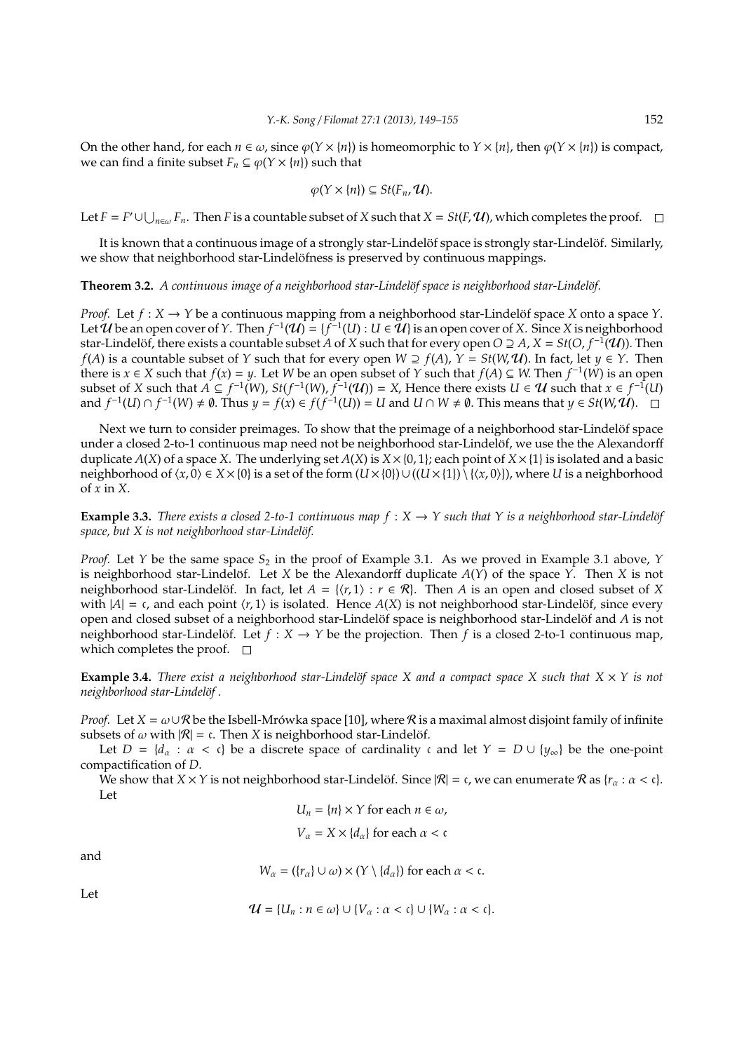On the other hand, for each $n \in \omega$, since $\varphi(Y \times \{n\})$ is homeomorphic to $Y \times \{n\}$, then $\varphi(Y \times \{n\})$ is compact, we can find a finite subset $F_n \subseteq \varphi(Y \times \{n\})$ such that

$$\varphi(Y \times \{n\}) \subseteq St(F_n, \mathcal{U}).$$

Let $F = F' \cup \bigcup_{n\in\omega} F_n$. Then $F$ is a countable subset of $X$ such that $X = St(F, \mathcal{U})$, which completes the proof. $\square$

It is known that a continuous image of a strongly star-Lindelöf space is strongly star-Lindelöf. Similarly, we show that neighborhood star-Lindelöfness is preserved by continuous mappings.

**Theorem 3.2.** *A continuous image of a neighborhood star-Lindelöf space is neighborhood star-Lindelöf.*

*Proof.* Let $f : X \to Y$ be a continuous mapping from a neighborhood star-Lindelöf space $X$ onto a space $Y$. Let $\mathcal{U}$ be an open cover of $Y$. Then $f^{-1}(\mathcal{U}) = \{f^{-1}(U) : U \in \mathcal{U}\}$ is an open cover of $X$. Since $X$ is neighborhood star-Lindelöf, there exists a countable subset $A$ of $X$ such that for every open $O \supseteq A$, $X = St(O, f^{-1}(\mathcal{U}))$. Then $f(A)$ is a countable subset of $Y$ such that for every open $W \supseteq f(A)$, $Y = St(W, \mathcal{U})$. In fact, let $y \in Y$. Then there is $x \in X$ such that $f(x) = y$. Let $W$ be an open subset of $Y$ such that $f(A) \subseteq W$. Then $f^{-1}(W)$ is an open subset of $X$ such that $A \subseteq f^{-1}(W)$, $St(f^{-1}(W), f^{-1}(\mathcal{U})) = X$, Hence there exists $U \in \mathcal{U}$ such that $x \in f^{-1}(U)$ and $f^{-1}(U) \cap f^{-1}(W) \neq \emptyset$. Thus $y = f(x) \in f(f^{-1}(U)) = U$ and $U \cap W \neq \emptyset$. This means that $y \in St(W, \mathcal{U})$. $\square$

Next we turn to consider preimages. To show that the preimage of a neighborhood star-Lindelöf space under a closed 2-to-1 continuous map need not be neighborhood star-Lindelöf, we use the the Alexandorff duplicate $A(X)$ of a space $X$. The underlying set $A(X)$ is $X \times \{0, 1\}$; each point of $X \times \{1\}$ is isolated and a basic neighborhood of $\langle x, 0\rangle \in X \times \{0\}$ is a set of the form $(U \times \{0\}) \cup ((U \times \{1\}) \setminus \{\langle x, 0\rangle\})$, where $U$ is a neighborhood of $x$ in $X$.

**Example 3.3.** *There exists a closed 2-to-1 continuous map $f : X \to Y$ such that $Y$ is a neighborhood star-Lindelöf space, but $X$ is not neighborhood star-Lindelöf.*

*Proof.* Let $Y$ be the same space $S_2$ in the proof of Example 3.1. As we proved in Example 3.1 above, $Y$ is neighborhood star-Lindelöf. Let $X$ be the Alexandorff duplicate $A(Y)$ of the space $Y$. Then $X$ is not neighborhood star-Lindelöf. In fact, let $A = \{\langle r, 1\rangle : r \in \mathcal{R}\}$. Then $A$ is an open and closed subset of $X$ with $|A| = \mathfrak{c}$, and each point $\langle r, 1\rangle$ is isolated. Hence $A(X)$ is not neighborhood star-Lindelöf, since every open and closed subset of a neighborhood star-Lindelöf space is neighborhood star-Lindelöf and $A$ is not neighborhood star-Lindelöf. Let $f : X \to Y$ be the projection. Then $f$ is a closed 2-to-1 continuous map, which completes the proof. $\square$

**Example 3.4.** *There exist a neighborhood star-Lindelöf space $X$ and a compact space $X$ such that $X \times Y$ is not neighborhood star-Lindelöf .*

*Proof.* Let $X = \omega \cup \mathcal{R}$ be the Isbell-Mrówka space [10], where $\mathcal{R}$ is a maximal almost disjoint family of infinite subsets of $\omega$ with $|\mathcal{R}| = \mathfrak{c}$. Then $X$ is neighborhood star-Lindelöf.

Let $D = \{d_\alpha : \alpha < \mathfrak{c}\}$ be a discrete space of cardinality $\mathfrak{c}$ and let $Y = D \cup \{y_\infty\}$ be the one-point compactification of $D$.

We show that $X \times Y$ is not neighborhood star-Lindelöf. Since $|\mathcal{R}| = \mathfrak{c}$, we can enumerate $\mathcal{R}$ as $\{r_\alpha : \alpha < \mathfrak{c}\}$. Let

$$U_n = \{n\} \times Y \text{ for each } n \in \omega,$$

$$V_\alpha = X \times \{d_\alpha\} \text{ for each } \alpha < \mathfrak{c}$$

and

$$W_\alpha = (\{r_\alpha\} \cup \omega) \times (Y \setminus \{d_\alpha\}) \text{ for each } \alpha < \mathfrak{c}.$$

Let

$$\mathcal{U} = \{U_n : n \in \omega\} \cup \{V_\alpha : \alpha < \mathfrak{c}\} \cup \{W_\alpha : \alpha < \mathfrak{c}\}.$$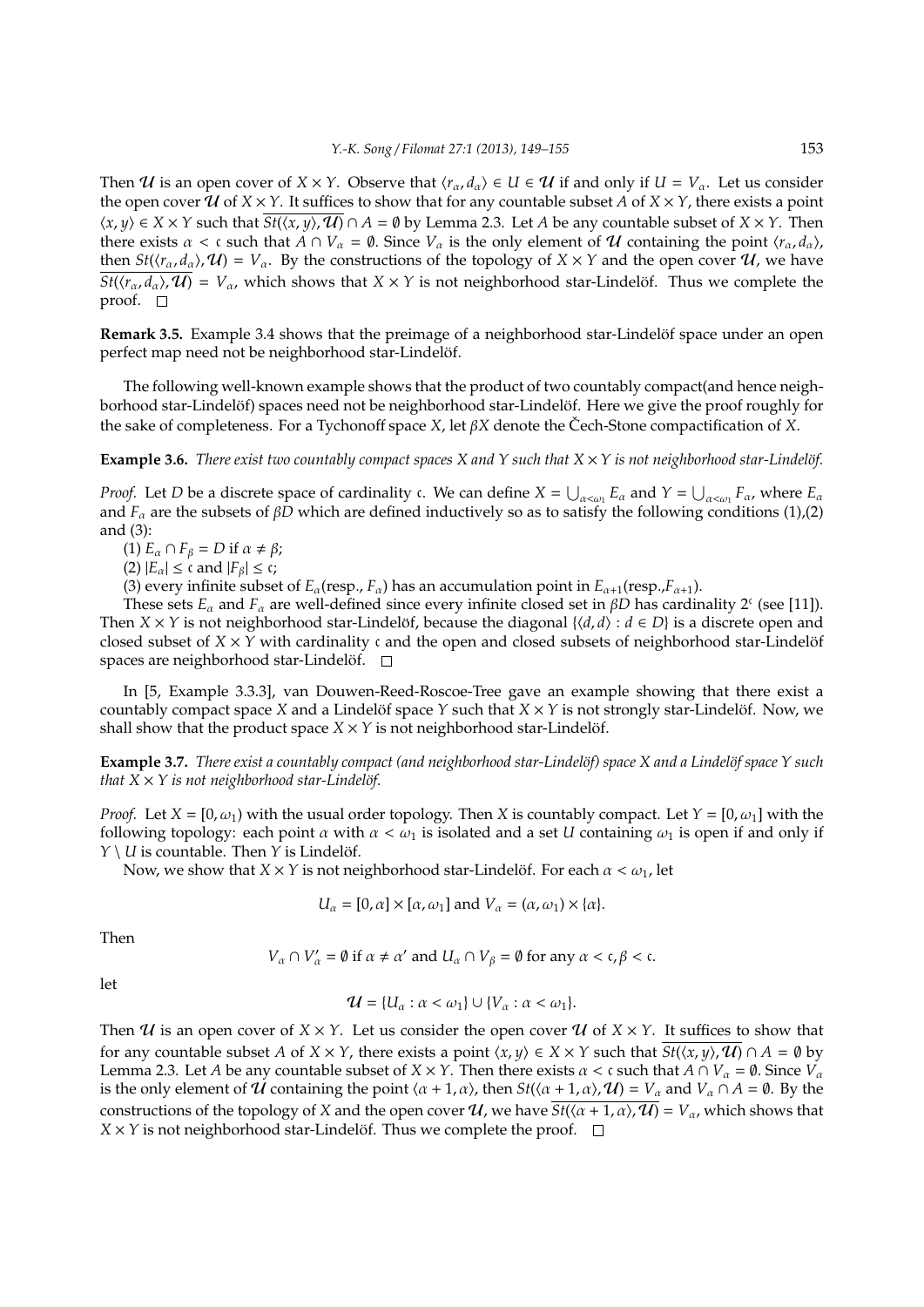Then $\mathcal{U}$ is an open cover of $X \times Y$. Observe that $\langle r_\alpha, d_\alpha \rangle \in U \in \mathcal{U}$ if and only if $U = V_\alpha$. Let us consider the open cover $\mathcal{U}$ of $X \times Y$. It suffices to show that for any countable subset $A$ of $X \times Y$, there exists a point $\langle x, y \rangle \in X \times Y$ such that $\overline{St(\langle x, y \rangle, \mathcal{U})} \cap A = \emptyset$ by Lemma 2.3. Let $A$ be any countable subset of $X \times Y$. Then there exists $\alpha < \mathfrak{c}$ such that $A \cap V_\alpha = \emptyset$. Since $V_\alpha$ is the only element of $\mathcal{U}$ containing the point $\langle r_\alpha, d_\alpha \rangle$, then $St(\langle r_\alpha, d_\alpha \rangle, \mathcal{U}) = V_\alpha$. By the constructions of the topology of $X \times Y$ and the open cover $\mathcal{U}$, we have $\overline{St(\langle r_\alpha, d_\alpha \rangle, \mathcal{U})} = V_\alpha$, which shows that $X \times Y$ is not neighborhood star-Lindelöf. Thus we complete the proof. □

**Remark 3.5.** Example 3.4 shows that the preimage of a neighborhood star-Lindelöf space under an open perfect map need not be neighborhood star-Lindelöf.

The following well-known example shows that the product of two countably compact(and hence neighborhood star-Lindelöf) spaces need not be neighborhood star-Lindelöf. Here we give the proof roughly for the sake of completeness. For a Tychonoff space $X$, let $\beta X$ denote the Čech-Stone compactification of $X$.

**Example 3.6.** *There exist two countably compact spaces $X$ and $Y$ such that $X \times Y$ is not neighborhood star-Lindelöf.*

*Proof.* Let $D$ be a discrete space of cardinality $\mathfrak{c}$. We can define $X = \bigcup_{\alpha<\omega_1} E_\alpha$ and $Y = \bigcup_{\alpha<\omega_1} F_\alpha$, where $E_\alpha$ and $F_\alpha$ are the subsets of $\beta D$ which are defined inductively so as to satisfy the following conditions (1),(2) and (3):

(1) $E_\alpha \cap F_\beta = D$ if $\alpha \neq \beta$;

(2) $|E_\alpha| \leq \mathfrak{c}$ and $|F_\beta| \leq \mathfrak{c}$;

(3) every infinite subset of $E_\alpha$(resp., $F_\alpha$) has an accumulation point in $E_{\alpha+1}$(resp.,$F_{\alpha+1}$).

These sets $E_\alpha$ and $F_\alpha$ are well-defined since every infinite closed set in $\beta D$ has cardinality $2^{\mathfrak{c}}$ (see [11]). Then $X \times Y$ is not neighborhood star-Lindelöf, because the diagonal $\{\langle d, d \rangle : d \in D\}$ is a discrete open and closed subset of $X \times Y$ with cardinality $\mathfrak{c}$ and the open and closed subsets of neighborhood star-Lindelöf spaces are neighborhood star-Lindelöf. □

In [5, Example 3.3.3], van Douwen-Reed-Roscoe-Tree gave an example showing that there exist a countably compact space $X$ and a Lindelöf space $Y$ such that $X \times Y$ is not strongly star-Lindelöf. Now, we shall show that the product space $X \times Y$ is not neighborhood star-Lindelöf.

**Example 3.7.** *There exist a countably compact (and neighborhood star-Lindelöf) space $X$ and a Lindelöf space $Y$ such that $X \times Y$ is not neighborhood star-Lindelöf.*

*Proof.* Let $X = [0, \omega_1)$ with the usual order topology. Then $X$ is countably compact. Let $Y = [0, \omega_1]$ with the following topology: each point $\alpha$ with $\alpha < \omega_1$ is isolated and a set $U$ containing $\omega_1$ is open if and only if $Y \setminus U$ is countable. Then $Y$ is Lindelöf.

Now, we show that $X \times Y$ is not neighborhood star-Lindelöf. For each $\alpha < \omega_1$, let

$$U_\alpha = [0, \alpha] \times [\alpha, \omega_1] \text{ and } V_\alpha = (\alpha, \omega_1) \times \{\alpha\}.$$

Then

$$V_\alpha \cap V'_\alpha = \emptyset \text{ if } \alpha \neq \alpha' \text{ and } U_\alpha \cap V_\beta = \emptyset \text{ for any } \alpha < \mathfrak{c}, \beta < \mathfrak{c}.$$

let

$$\mathcal{U} = \{U_\alpha : \alpha < \omega_1\} \cup \{V_\alpha : \alpha < \omega_1\}.$$

Then $\mathcal{U}$ is an open cover of $X \times Y$. Let us consider the open cover $\mathcal{U}$ of $X \times Y$. It suffices to show that for any countable subset $A$ of $X \times Y$, there exists a point $\langle x, y \rangle \in X \times Y$ such that $\overline{St(\langle x, y \rangle, \mathcal{U})} \cap A = \emptyset$ by Lemma 2.3. Let $A$ be any countable subset of $X \times Y$. Then there exists $\alpha < \mathfrak{c}$ such that $A \cap V_\alpha = \emptyset$. Since $V_\alpha$ is the only element of $\mathcal{U}$ containing the point $\langle \alpha + 1, \alpha \rangle$, then $St(\langle \alpha + 1, \alpha \rangle, \mathcal{U}) = V_\alpha$ and $V_\alpha \cap A = \emptyset$. By the constructions of the topology of $X$ and the open cover $\mathcal{U}$, we have $\overline{St(\langle \alpha + 1, \alpha \rangle, \mathcal{U})} = V_\alpha$, which shows that $X \times Y$ is not neighborhood star-Lindelöf. Thus we complete the proof. □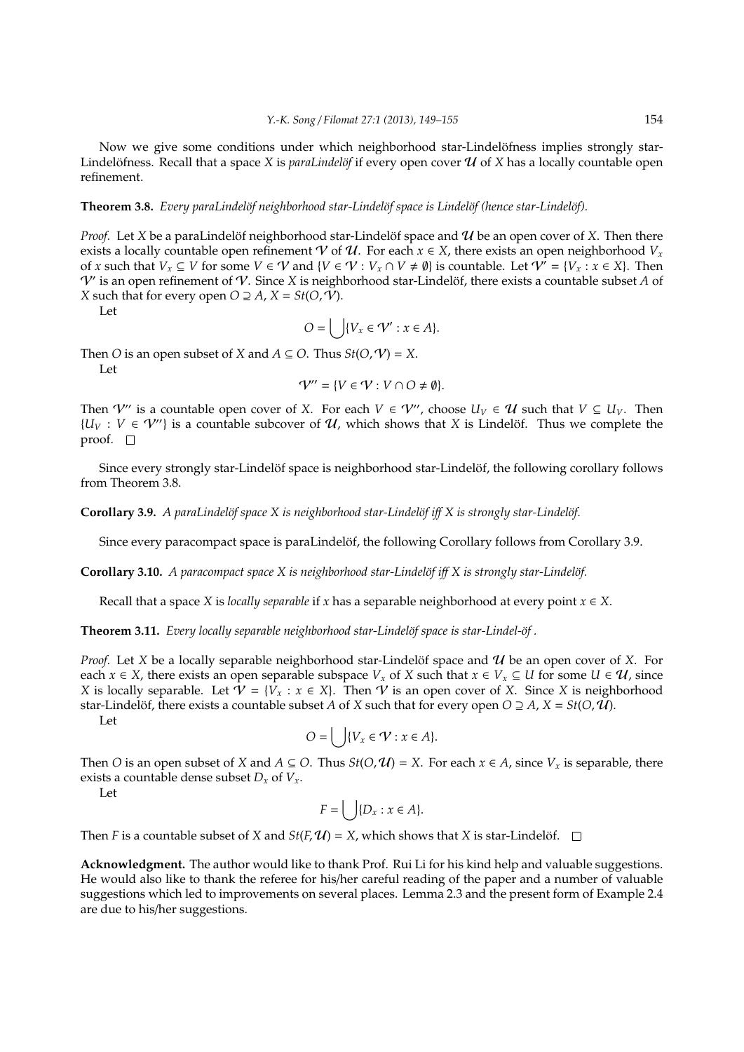Now we give some conditions under which neighborhood star-Lindelöfness implies strongly star-Lindelöfness. Recall that a space $X$ is *paraLindelöf* if every open cover $\mathcal{U}$ of $X$ has a locally countable open refinement.

**Theorem 3.8.** *Every paraLindelöf neighborhood star-Lindelöf space is Lindelöf (hence star-Lindelöf).*

*Proof.* Let $X$ be a paraLindelöf neighborhood star-Lindelöf space and $\mathcal{U}$ be an open cover of $X$. Then there exists a locally countable open refinement $\mathcal{V}$ of $\mathcal{U}$. For each $x \in X$, there exists an open neighborhood $V_x$ of $x$ such that $V_x \subseteq V$ for some $V \in \mathcal{V}$ and $\{V \in \mathcal{V} : V_x \cap V \neq \emptyset\}$ is countable. Let $\mathcal{V}' = \{V_x : x \in X\}$. Then $\mathcal{V}'$ is an open refinement of $\mathcal{V}$. Since $X$ is neighborhood star-Lindelöf, there exists a countable subset $A$ of $X$ such that for every open $O \supseteq A$, $X = St(O, \mathcal{V})$.

Let

$$O = \bigcup\{V_x \in \mathcal{V}' : x \in A\}.$$

Then $O$ is an open subset of $X$ and $A \subseteq O$. Thus $St(O, \mathcal{V}) = X$.

Let

$$\mathcal{V}'' = \{V \in \mathcal{V} : V \cap O \neq \emptyset\}.$$

Then $\mathcal{V}''$ is a countable open cover of $X$. For each $V \in \mathcal{V}''$, choose $U_V \in \mathcal{U}$ such that $V \subseteq U_V$. Then $\{U_V : V \in \mathcal{V}''\}$ is a countable subcover of $\mathcal{U}$, which shows that $X$ is Lindelöf. Thus we complete the proof. $\square$

Since every strongly star-Lindelöf space is neighborhood star-Lindelöf, the following corollary follows from Theorem 3.8.

**Corollary 3.9.** *A paraLindelöf space $X$ is neighborhood star-Lindelöf iff $X$ is strongly star-Lindelöf.*

Since every paracompact space is paraLindelöf, the following Corollary follows from Corollary 3.9.

**Corollary 3.10.** *A paracompact space $X$ is neighborhood star-Lindelöf iff $X$ is strongly star-Lindelöf.*

Recall that a space $X$ is *locally separable* if $x$ has a separable neighborhood at every point $x \in X$.

**Theorem 3.11.** *Every locally separable neighborhood star-Lindelöf space is star-Lindel-öf .*

*Proof.* Let $X$ be a locally separable neighborhood star-Lindelöf space and $\mathcal{U}$ be an open cover of $X$. For each $x \in X$, there exists an open separable subspace $V_x$ of $X$ such that $x \in V_x \subseteq U$ for some $U \in \mathcal{U}$, since $X$ is locally separable. Let $\mathcal{V} = \{V_x : x \in X\}$. Then $\mathcal{V}$ is an open cover of $X$. Since $X$ is neighborhood star-Lindelöf, there exists a countable subset $A$ of $X$ such that for every open $O \supseteq A$, $X = St(O, \mathcal{U})$.

Let

$$O = \bigcup\{V_x \in \mathcal{V} : x \in A\}.$$

Then $O$ is an open subset of $X$ and $A \subseteq O$. Thus $St(O, \mathcal{U}) = X$. For each $x \in A$, since $V_x$ is separable, there exists a countable dense subset $D_x$ of $V_x$.

Let

$$F = \bigcup\{D_x : x \in A\}.$$

Then $F$ is a countable subset of $X$ and $St(F, \mathcal{U}) = X$, which shows that $X$ is star-Lindelöf. $\square$

**Acknowledgment.** The author would like to thank Prof. Rui Li for his kind help and valuable suggestions. He would also like to thank the referee for his/her careful reading of the paper and a number of valuable suggestions which led to improvements on several places. Lemma 2.3 and the present form of Example 2.4 are due to his/her suggestions.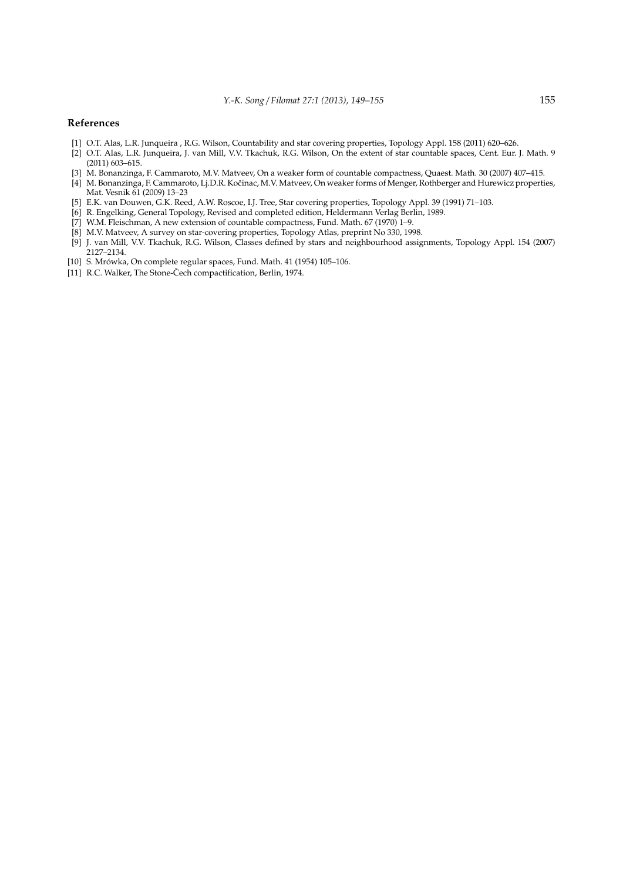## References

[1] O.T. Alas, L.R. Junqueira , R.G. Wilson, Countability and star covering properties, Topology Appl. 158 (2011) 620–626.

[2] O.T. Alas, L.R. Junqueira, J. van Mill, V.V. Tkachuk, R.G. Wilson, On the extent of star countable spaces, Cent. Eur. J. Math. 9 (2011) 603–615.

[3] M. Bonanzinga, F. Cammaroto, M.V. Matveev, On a weaker form of countable compactness, Quaest. Math. 30 (2007) 407–415.

[4] M. Bonanzinga, F. Cammaroto, Lj.D.R. Kočinac, M.V. Matveev, On weaker forms of Menger, Rothberger and Hurewicz properties, Mat. Vesnik 61 (2009) 13–23

[5] E.K. van Douwen, G.K. Reed, A.W. Roscoe, I.J. Tree, Star covering properties, Topology Appl. 39 (1991) 71–103.

[6] R. Engelking, General Topology, Revised and completed edition, Heldermann Verlag Berlin, 1989.

[7] W.M. Fleischman, A new extension of countable compactness, Fund. Math. 67 (1970) 1–9.

[8] M.V. Matveev, A survey on star-covering properties, Topology Atlas, preprint No 330, 1998.

[9] J. van Mill, V.V. Tkachuk, R.G. Wilson, Classes defined by stars and neighbourhood assignments, Topology Appl. 154 (2007) 2127–2134.

[10] S. Mrówka, On complete regular spaces, Fund. Math. 41 (1954) 105–106.

[11] R.C. Walker, The Stone-Čech compactification, Berlin, 1974.